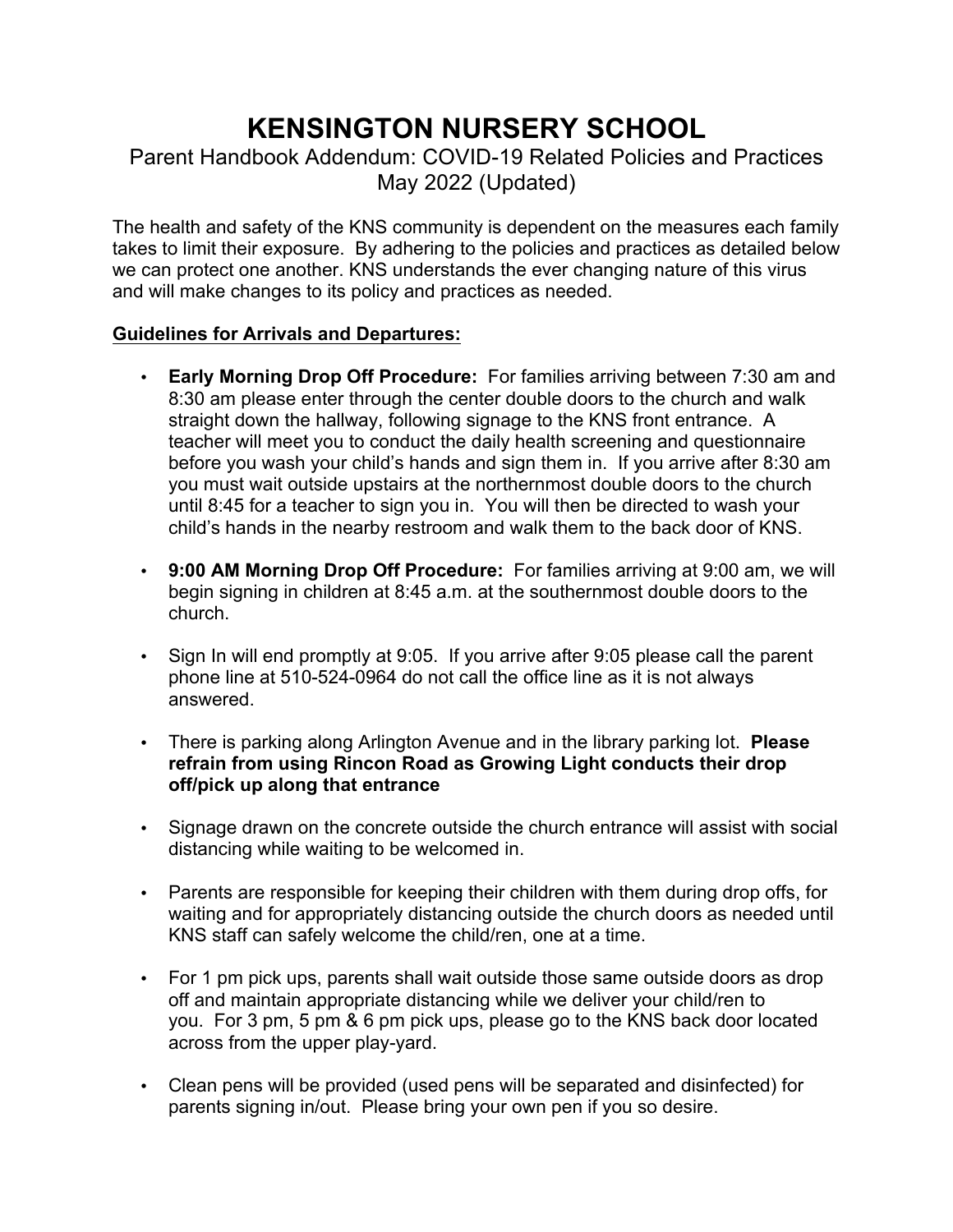# KENSINGTON NURSERY SCHOOL

Parent Handbook Addendum: COVID-19 Related Policies and Practices
May 2022 (Updated)

The health and safety of the KNS community is dependent on the measures each family takes to limit their exposure. By adhering to the policies and practices as detailed below we can protect one another. KNS understands the ever changing nature of this virus and will make changes to its policy and practices as needed.

**<u>Guidelines for Arrivals and Departures:</u>**

- **Early Morning Drop Off Procedure:** For families arriving between 7:30 am and 8:30 am please enter through the center double doors to the church and walk straight down the hallway, following signage to the KNS front entrance. A teacher will meet you to conduct the daily health screening and questionnaire before you wash your child's hands and sign them in. If you arrive after 8:30 am you must wait outside upstairs at the northernmost double doors to the church until 8:45 for a teacher to sign you in. You will then be directed to wash your child's hands in the nearby restroom and walk them to the back door of KNS.
- **9:00 AM Morning Drop Off Procedure:** For families arriving at 9:00 am, we will begin signing in children at 8:45 a.m. at the southernmost double doors to the church.
- Sign In will end promptly at 9:05. If you arrive after 9:05 please call the parent phone line at 510-524-0964 do not call the office line as it is not always answered.
- There is parking along Arlington Avenue and in the library parking lot. **Please refrain from using Rincon Road as Growing Light conducts their drop off/pick up along that entrance**
- Signage drawn on the concrete outside the church entrance will assist with social distancing while waiting to be welcomed in.
- Parents are responsible for keeping their children with them during drop offs, for waiting and for appropriately distancing outside the church doors as needed until KNS staff can safely welcome the child/ren, one at a time.
- For 1 pm pick ups, parents shall wait outside those same outside doors as drop off and maintain appropriate distancing while we deliver your child/ren to you. For 3 pm, 5 pm & 6 pm pick ups, please go to the KNS back door located across from the upper play-yard.
- Clean pens will be provided (used pens will be separated and disinfected) for parents signing in/out. Please bring your own pen if you so desire.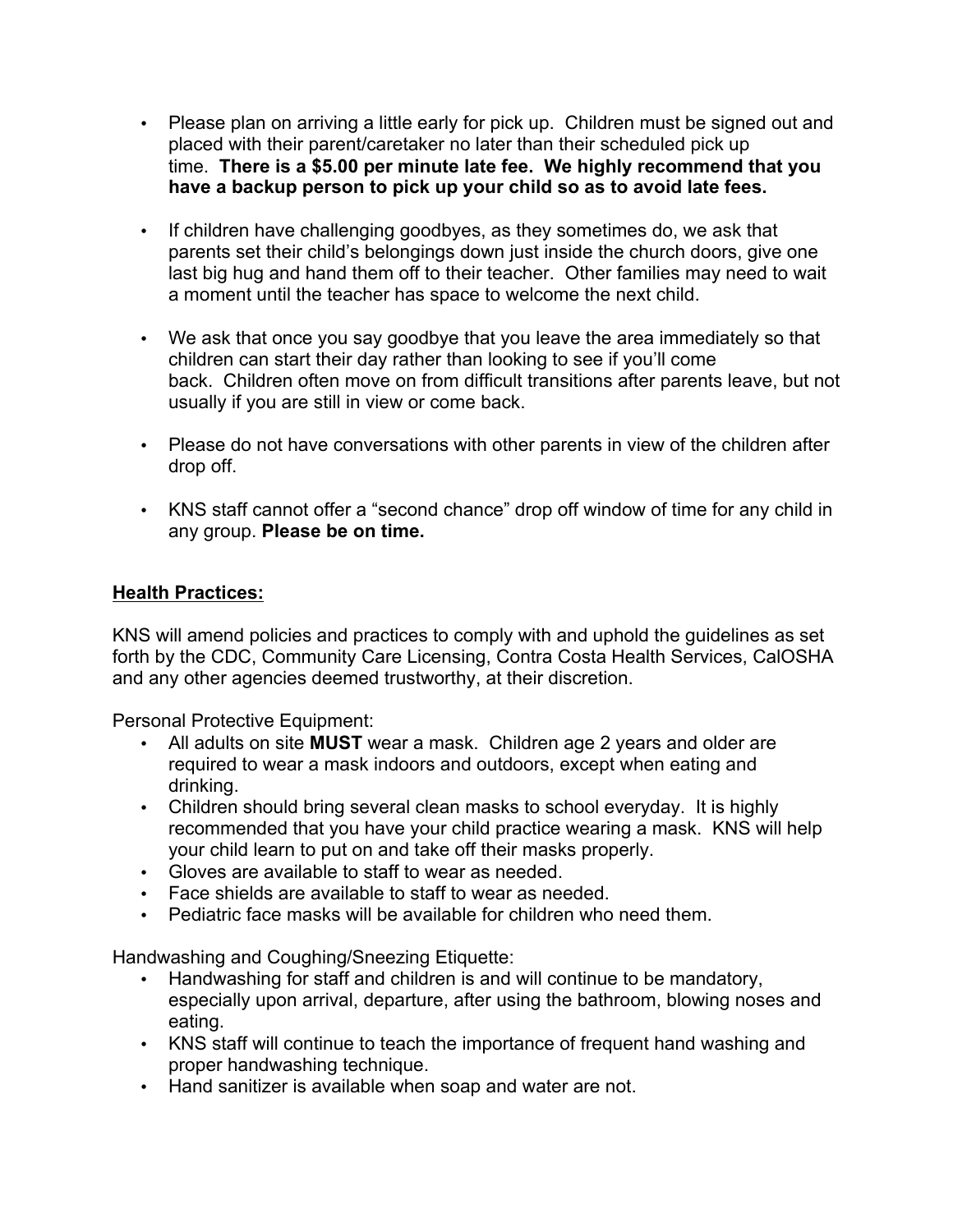- Please plan on arriving a little early for pick up. Children must be signed out and placed with their parent/caretaker no later than their scheduled pick up time. **There is a $5.00 per minute late fee. We highly recommend that you have a backup person to pick up your child so as to avoid late fees.**

- If children have challenging goodbyes, as they sometimes do, we ask that parents set their child's belongings down just inside the church doors, give one last big hug and hand them off to their teacher. Other families may need to wait a moment until the teacher has space to welcome the next child.

- We ask that once you say goodbye that you leave the area immediately so that children can start their day rather than looking to see if you'll come back. Children often move on from difficult transitions after parents leave, but not usually if you are still in view or come back.

- Please do not have conversations with other parents in view of the children after drop off.

- KNS staff cannot offer a "second chance" drop off window of time for any child in any group. **Please be on time.**

## <u>Health Practices:</u>

KNS will amend policies and practices to comply with and uphold the guidelines as set forth by the CDC, Community Care Licensing, Contra Costa Health Services, CalOSHA and any other agencies deemed trustworthy, at their discretion.

Personal Protective Equipment:

- All adults on site **MUST** wear a mask. Children age 2 years and older are required to wear a mask indoors and outdoors, except when eating and drinking.
- Children should bring several clean masks to school everyday. It is highly recommended that you have your child practice wearing a mask. KNS will help your child learn to put on and take off their masks properly.
- Gloves are available to staff to wear as needed.
- Face shields are available to staff to wear as needed.
- Pediatric face masks will be available for children who need them.

Handwashing and Coughing/Sneezing Etiquette:

- Handwashing for staff and children is and will continue to be mandatory, especially upon arrival, departure, after using the bathroom, blowing noses and eating.
- KNS staff will continue to teach the importance of frequent hand washing and proper handwashing technique.
- Hand sanitizer is available when soap and water are not.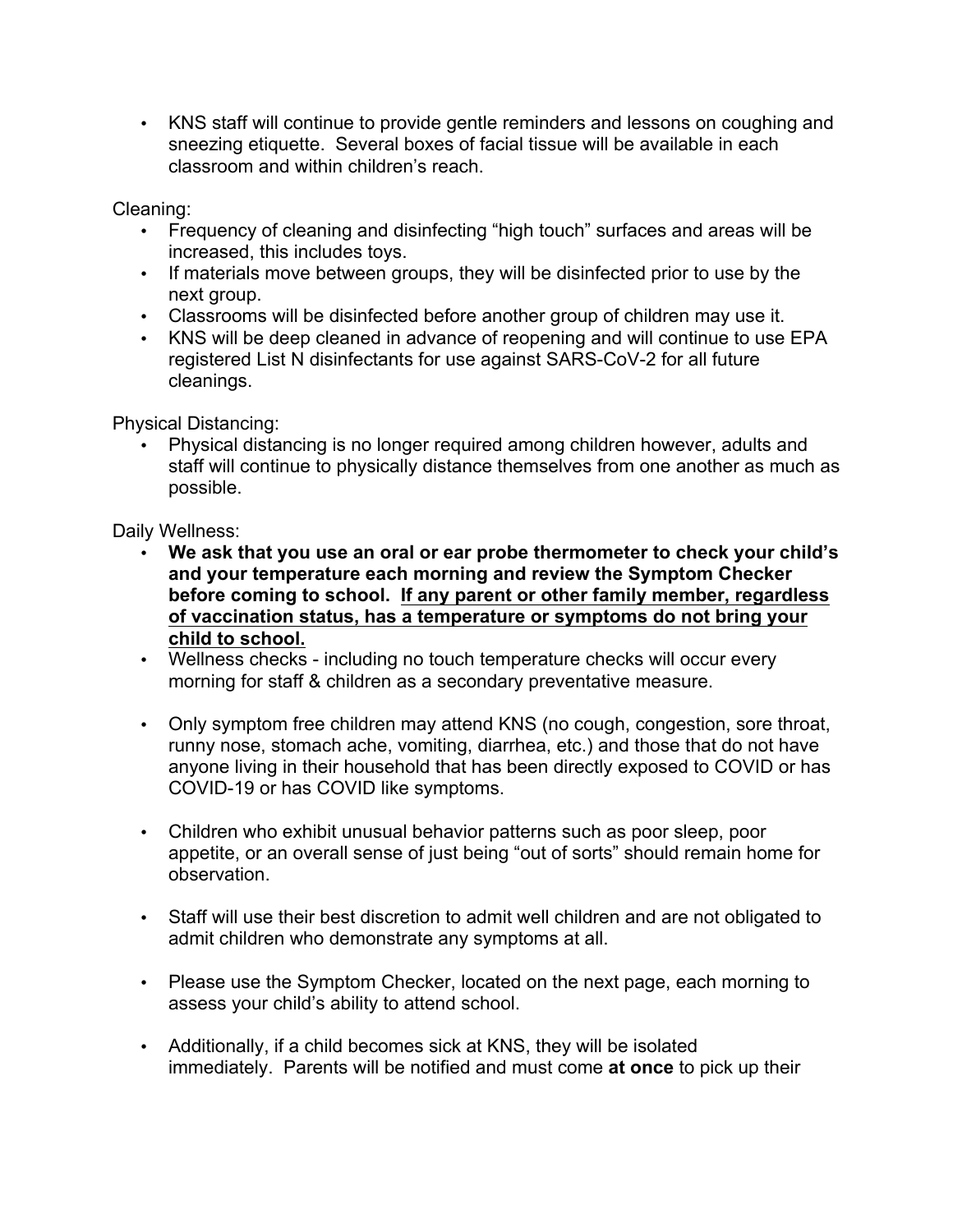- KNS staff will continue to provide gentle reminders and lessons on coughing and sneezing etiquette. Several boxes of facial tissue will be available in each classroom and within children's reach.

Cleaning:

- Frequency of cleaning and disinfecting "high touch" surfaces and areas will be increased, this includes toys.
- If materials move between groups, they will be disinfected prior to use by the next group.
- Classrooms will be disinfected before another group of children may use it.
- KNS will be deep cleaned in advance of reopening and will continue to use EPA registered List N disinfectants for use against SARS-CoV-2 for all future cleanings.

Physical Distancing:

- Physical distancing is no longer required among children however, adults and staff will continue to physically distance themselves from one another as much as possible.

Daily Wellness:

- **We ask that you use an oral or ear probe thermometer to check your child's and your temperature each morning and review the Symptom Checker before coming to school. <u>If any parent or other family member, regardless of vaccination status, has a temperature or symptoms do not bring your child to school.</u>**
- Wellness checks - including no touch temperature checks will occur every morning for staff & children as a secondary preventative measure.

- Only symptom free children may attend KNS (no cough, congestion, sore throat, runny nose, stomach ache, vomiting, diarrhea, etc.) and those that do not have anyone living in their household that has been directly exposed to COVID or has COVID-19 or has COVID like symptoms.

- Children who exhibit unusual behavior patterns such as poor sleep, poor appetite, or an overall sense of just being "out of sorts" should remain home for observation.

- Staff will use their best discretion to admit well children and are not obligated to admit children who demonstrate any symptoms at all.

- Please use the Symptom Checker, located on the next page, each morning to assess your child's ability to attend school.

- Additionally, if a child becomes sick at KNS, they will be isolated immediately. Parents will be notified and must come **at once** to pick up their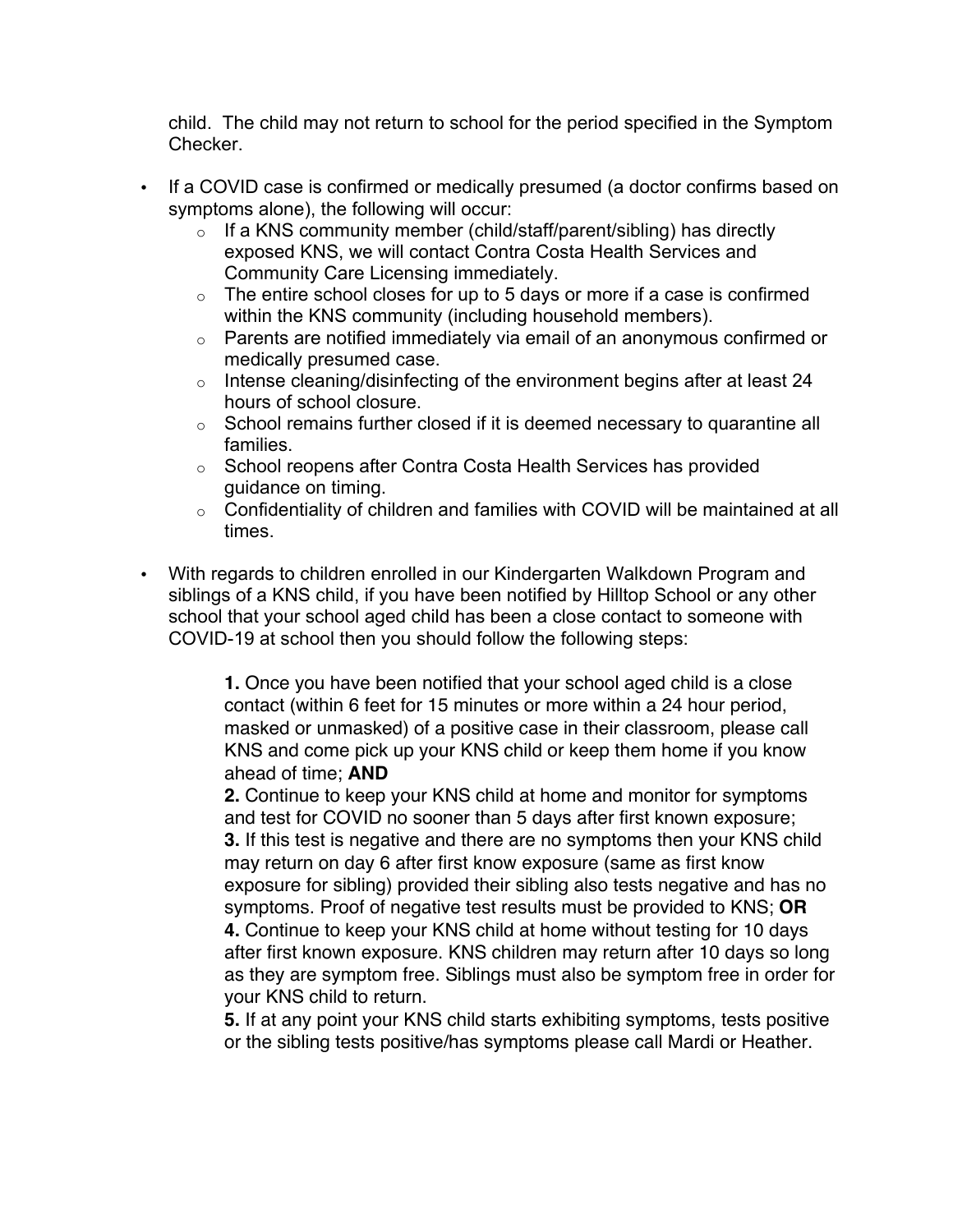child. The child may not return to school for the period specified in the Symptom Checker.

- If a COVID case is confirmed or medically presumed (a doctor confirms based on symptoms alone), the following will occur:
  - If a KNS community member (child/staff/parent/sibling) has directly exposed KNS, we will contact Contra Costa Health Services and Community Care Licensing immediately.
  - The entire school closes for up to 5 days or more if a case is confirmed within the KNS community (including household members).
  - Parents are notified immediately via email of an anonymous confirmed or medically presumed case.
  - Intense cleaning/disinfecting of the environment begins after at least 24 hours of school closure.
  - School remains further closed if it is deemed necessary to quarantine all families.
  - School reopens after Contra Costa Health Services has provided guidance on timing.
  - Confidentiality of children and families with COVID will be maintained at all times.

- With regards to children enrolled in our Kindergarten Walkdown Program and siblings of a KNS child, if you have been notified by Hilltop School or any other school that your school aged child has been a close contact to someone with COVID-19 at school then you should follow the following steps:

  **1.** Once you have been notified that your school aged child is a close contact (within 6 feet for 15 minutes or more within a 24 hour period, masked or unmasked) of a positive case in their classroom, please call KNS and come pick up your KNS child or keep them home if you know ahead of time; **AND**
  **2.** Continue to keep your KNS child at home and monitor for symptoms and test for COVID no sooner than 5 days after first known exposure;
  **3.** If this test is negative and there are no symptoms then your KNS child may return on day 6 after first know exposure (same as first know exposure for sibling) provided their sibling also tests negative and has no symptoms. Proof of negative test results must be provided to KNS; **OR**
  **4.** Continue to keep your KNS child at home without testing for 10 days after first known exposure. KNS children may return after 10 days so long as they are symptom free. Siblings must also be symptom free in order for your KNS child to return.
  **5.** If at any point your KNS child starts exhibiting symptoms, tests positive or the sibling tests positive/has symptoms please call Mardi or Heather.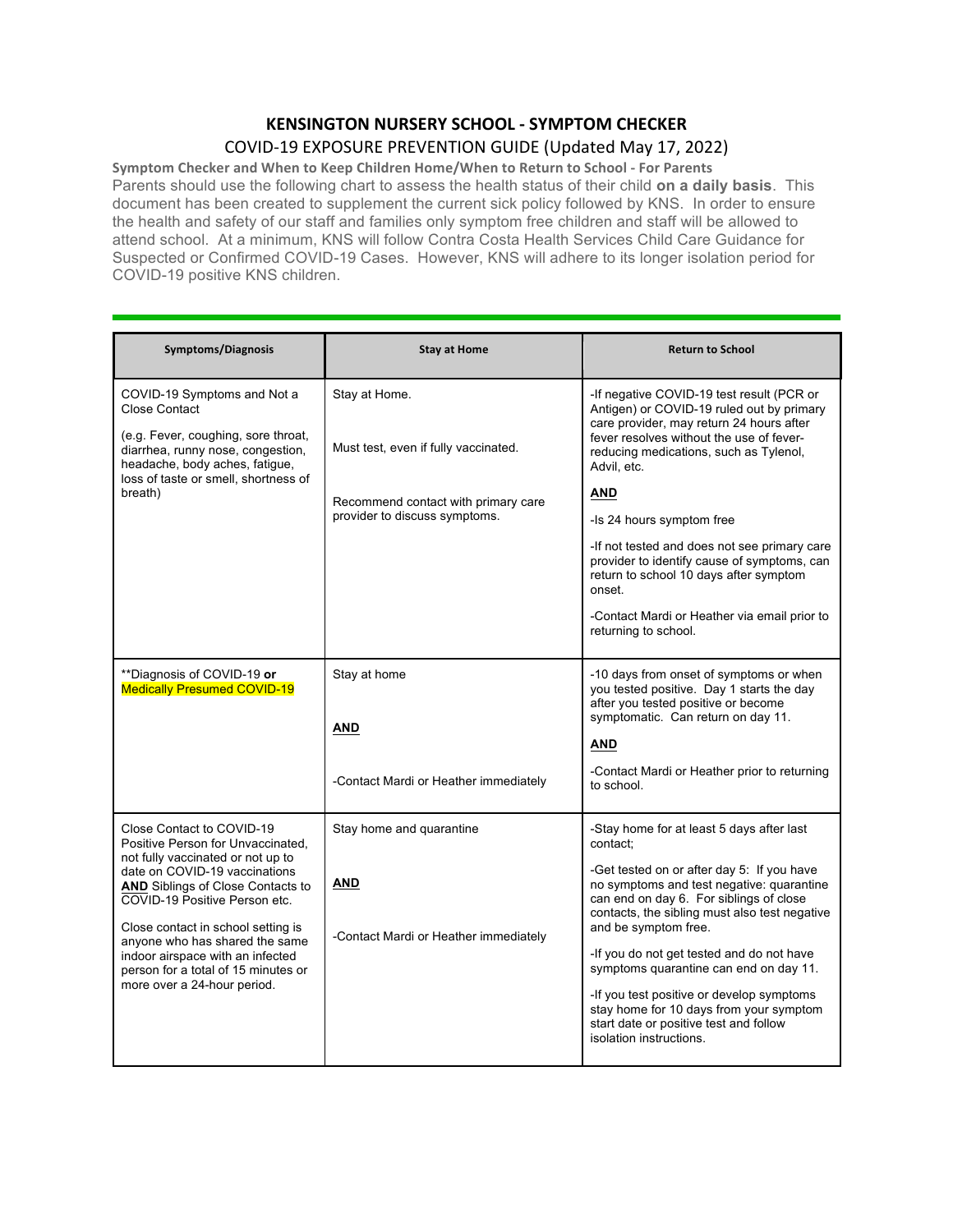# KENSINGTON NURSERY SCHOOL - SYMPTOM CHECKER

## COVID-19 EXPOSURE PREVENTION GUIDE (Updated May 17, 2022)

**Symptom Checker and When to Keep Children Home/When to Return to School - For Parents**

Parents should use the following chart to assess the health status of their child **on a daily basis**. This document has been created to supplement the current sick policy followed by KNS. In order to ensure the health and safety of our staff and families only symptom free children and staff will be allowed to attend school. At a minimum, KNS will follow Contra Costa Health Services Child Care Guidance for Suspected or Confirmed COVID-19 Cases. However, KNS will adhere to its longer isolation period for COVID-19 positive KNS children.

| Symptoms/Diagnosis | Stay at Home | Return to School |
|---|---|---|
| COVID-19 Symptoms and Not a Close Contact<br><br>(e.g. Fever, coughing, sore throat, diarrhea, runny nose, congestion, headache, body aches, fatigue, loss of taste or smell, shortness of breath) | Stay at Home.<br><br>Must test, even if fully vaccinated.<br><br>Recommend contact with primary care provider to discuss symptoms. | -If negative COVID-19 test result (PCR or Antigen) or COVID-19 ruled out by primary care provider, may return 24 hours after fever resolves without the use of fever-reducing medications, such as Tylenol, Advil, etc.<br><br>**AND**<br><br>-Is 24 hours symptom free<br><br>-If not tested and does not see primary care provider to identify cause of symptoms, can return to school 10 days after symptom onset.<br><br>-Contact Mardi or Heather via email prior to returning to school. |
| **Diagnosis of COVID-19 **or** Medically Presumed COVID-19 | Stay at home<br><br>**AND**<br><br>-Contact Mardi or Heather immediately | -10 days from onset of symptoms or when you tested positive. Day 1 starts the day after you tested positive or become symptomatic. Can return on day 11.<br><br>**AND**<br><br>-Contact Mardi or Heather prior to returning to school. |
| Close Contact to COVID-19 Positive Person for Unvaccinated, not fully vaccinated or not up to date on COVID-19 vaccinations **AND** Siblings of Close Contacts to COVID-19 Positive Person etc.<br><br>Close contact in school setting is anyone who has shared the same indoor airspace with an infected person for a total of 15 minutes or more over a 24-hour period. | Stay home and quarantine<br><br>**AND**<br><br>-Contact Mardi or Heather immediately | -Stay home for at least 5 days after last contact;<br><br>-Get tested on or after day 5: If you have no symptoms and test negative: quarantine can end on day 6. For siblings of close contacts, the sibling must also test negative and be symptom free.<br><br>-If you do not get tested and do not have symptoms quarantine can end on day 11.<br><br>-If you test positive or develop symptoms stay home for 10 days from your symptom start date or positive test and follow isolation instructions. |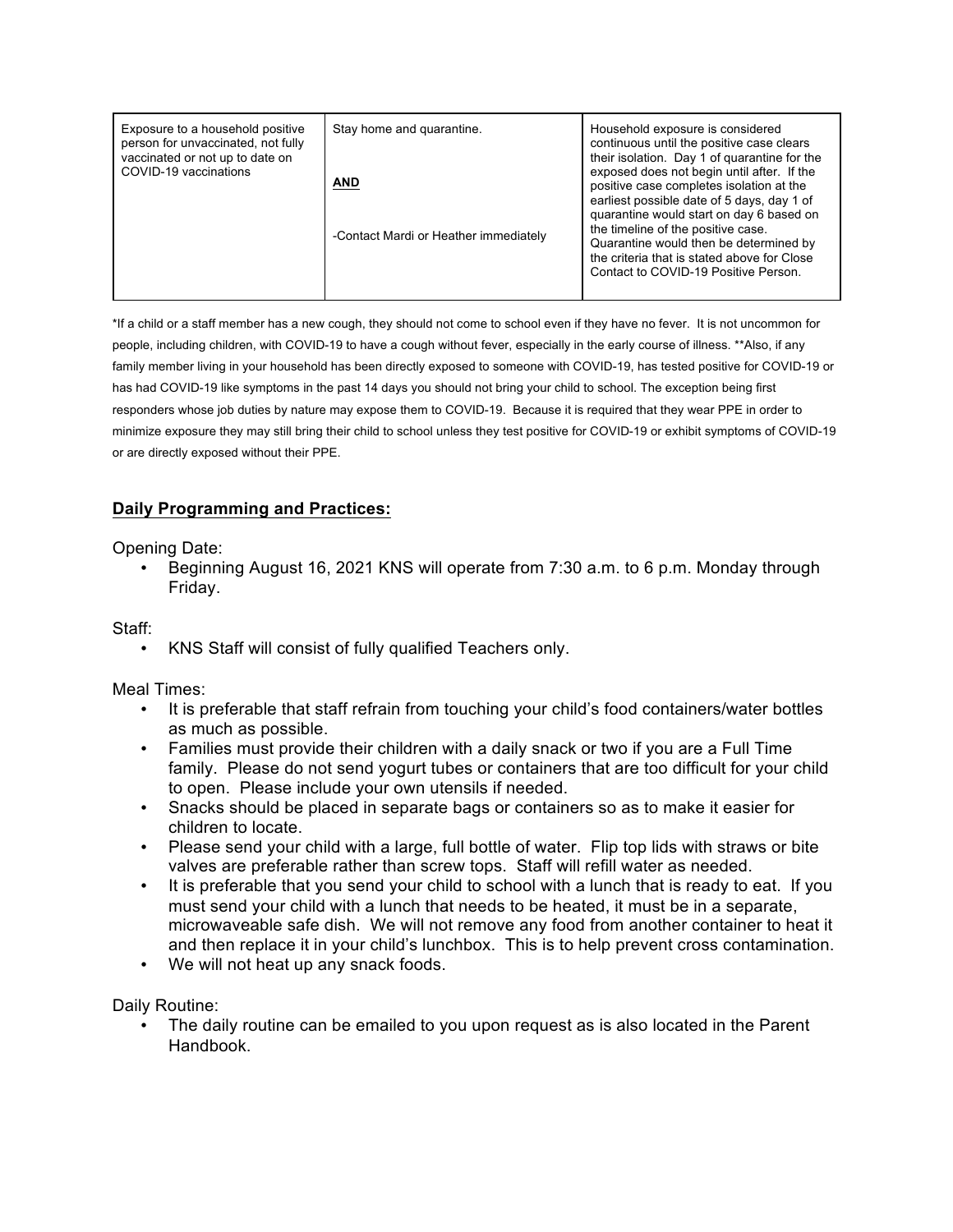| Exposure to a household positive person for unvaccinated, not fully vaccinated or not up to date on COVID-19 vaccinations | Stay home and quarantine.<br><br>**AND**<br><br>-Contact Mardi or Heather immediately | Household exposure is considered continuous until the positive case clears their isolation. Day 1 of quarantine for the exposed does not begin until after. If the positive case completes isolation at the earliest possible date of 5 days, day 1 of quarantine would start on day 6 based on the timeline of the positive case. Quarantine would then be determined by the criteria that is stated above for Close Contact to COVID-19 Positive Person. |
|---|---|---|

*If a child or a staff member has a new cough, they should not come to school even if they have no fever. It is not uncommon for people, including children, with COVID-19 to have a cough without fever, especially in the early course of illness. **Also, if any family member living in your household has been directly exposed to someone with COVID-19, has tested positive for COVID-19 or has had COVID-19 like symptoms in the past 14 days you should not bring your child to school. The exception being first responders whose job duties by nature may expose them to COVID-19. Because it is required that they wear PPE in order to minimize exposure they may still bring their child to school unless they test positive for COVID-19 or exhibit symptoms of COVID-19 or are directly exposed without their PPE.

## **Daily Programming and Practices:**

Opening Date:

- Beginning August 16, 2021 KNS will operate from 7:30 a.m. to 6 p.m. Monday through Friday.

Staff:

- KNS Staff will consist of fully qualified Teachers only.

Meal Times:

- It is preferable that staff refrain from touching your child's food containers/water bottles as much as possible.
- Families must provide their children with a daily snack or two if you are a Full Time family. Please do not send yogurt tubes or containers that are too difficult for your child to open. Please include your own utensils if needed.
- Snacks should be placed in separate bags or containers so as to make it easier for children to locate.
- Please send your child with a large, full bottle of water. Flip top lids with straws or bite valves are preferable rather than screw tops. Staff will refill water as needed.
- It is preferable that you send your child to school with a lunch that is ready to eat. If you must send your child with a lunch that needs to be heated, it must be in a separate, microwaveable safe dish. We will not remove any food from another container to heat it and then replace it in your child's lunchbox. This is to help prevent cross contamination.
- We will not heat up any snack foods.

Daily Routine:

- The daily routine can be emailed to you upon request as is also located in the Parent Handbook.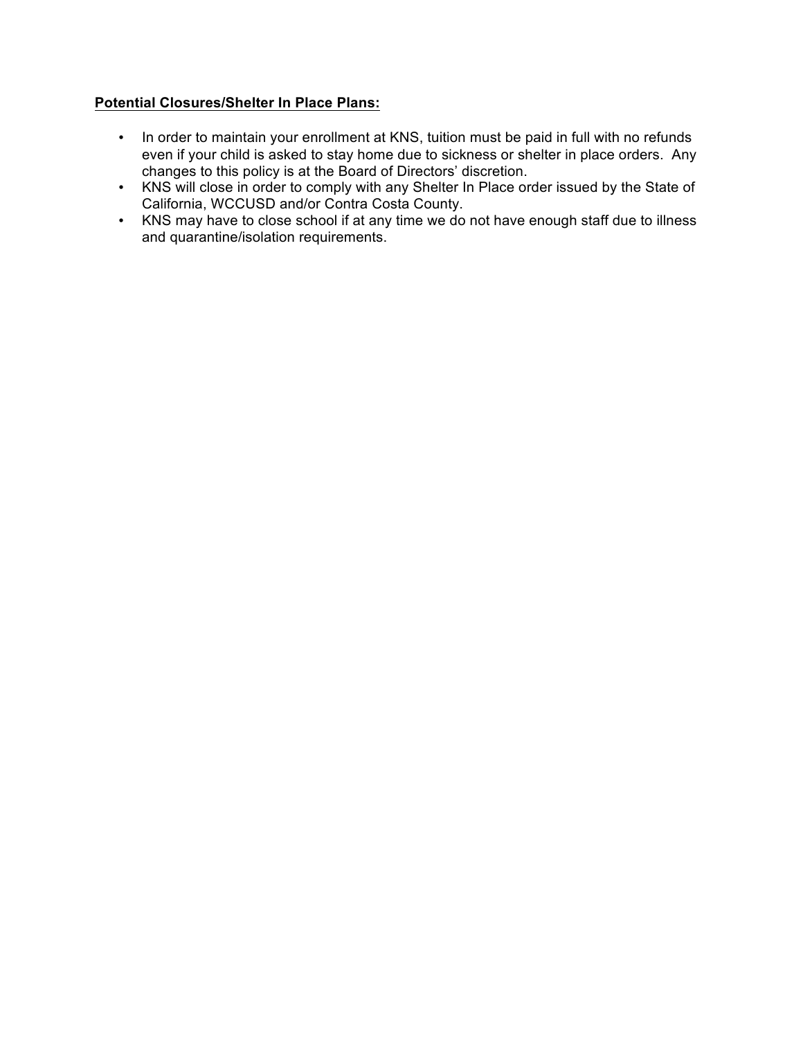**Potential Closures/Shelter In Place Plans:**

- In order to maintain your enrollment at KNS, tuition must be paid in full with no refunds even if your child is asked to stay home due to sickness or shelter in place orders. Any changes to this policy is at the Board of Directors' discretion.
- KNS will close in order to comply with any Shelter In Place order issued by the State of California, WCCUSD and/or Contra Costa County.
- KNS may have to close school if at any time we do not have enough staff due to illness and quarantine/isolation requirements.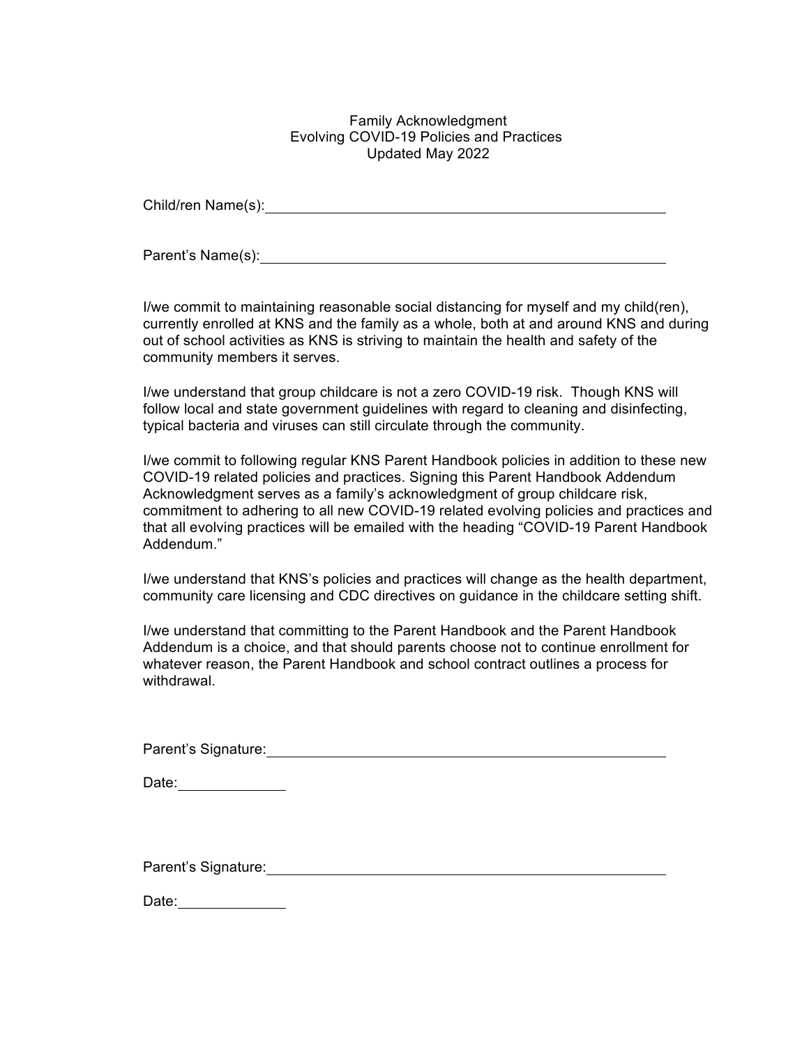Family Acknowledgment
Evolving COVID-19 Policies and Practices
Updated May 2022

Child/ren Name(s): \_\_\_\_\_\_\_\_\_\_\_\_\_\_\_\_\_\_\_\_\_\_\_\_\_\_\_\_\_\_\_\_\_\_\_\_\_\_\_\_\_\_\_\_\_\_\_\_

Parent's Name(s): \_\_\_\_\_\_\_\_\_\_\_\_\_\_\_\_\_\_\_\_\_\_\_\_\_\_\_\_\_\_\_\_\_\_\_\_\_\_\_\_\_\_\_\_\_\_\_\_

I/we commit to maintaining reasonable social distancing for myself and my child(ren), currently enrolled at KNS and the family as a whole, both at and around KNS and during out of school activities as KNS is striving to maintain the health and safety of the community members it serves.

I/we understand that group childcare is not a zero COVID-19 risk. Though KNS will follow local and state government guidelines with regard to cleaning and disinfecting, typical bacteria and viruses can still circulate through the community.

I/we commit to following regular KNS Parent Handbook policies in addition to these new COVID-19 related policies and practices. Signing this Parent Handbook Addendum Acknowledgment serves as a family's acknowledgment of group childcare risk, commitment to adhering to all new COVID-19 related evolving policies and practices and that all evolving practices will be emailed with the heading "COVID-19 Parent Handbook Addendum."

I/we understand that KNS's policies and practices will change as the health department, community care licensing and CDC directives on guidance in the childcare setting shift.

I/we understand that committing to the Parent Handbook and the Parent Handbook Addendum is a choice, and that should parents choose not to continue enrollment for whatever reason, the Parent Handbook and school contract outlines a process for withdrawal.

Parent's Signature: \_\_\_\_\_\_\_\_\_\_\_\_\_\_\_\_\_\_\_\_\_\_\_\_\_\_\_\_\_\_\_\_\_\_\_\_\_\_\_\_\_\_\_\_\_\_\_\_

Date: \_\_\_\_\_\_\_\_\_\_\_\_

Parent's Signature: \_\_\_\_\_\_\_\_\_\_\_\_\_\_\_\_\_\_\_\_\_\_\_\_\_\_\_\_\_\_\_\_\_\_\_\_\_\_\_\_\_\_\_\_\_\_\_\_

Date: \_\_\_\_\_\_\_\_\_\_\_\_